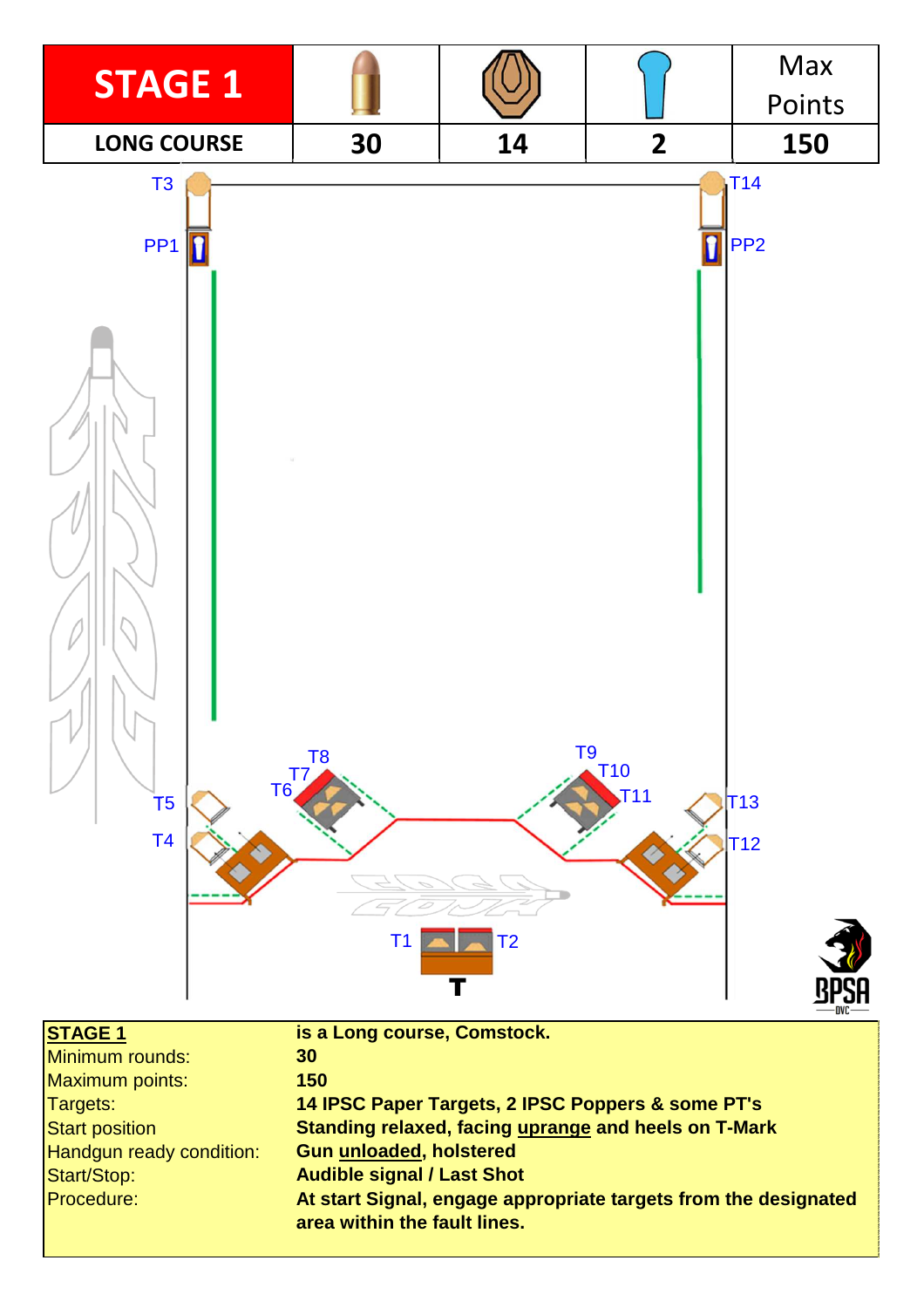| STAGE 1 | Rounds | Paper targets | Poppers | Max Points |
|---|---|---|---|---|
| LONG COURSE | 30 | 14 | 2 | 150 |

T3 T14
PP1 PP2
T8 T9
T7 T10
T6 T11
T5 T13
T4 T12
T1 T2
T

| **STAGE 1** | **is a Long course, Comstock.** |
|---|---|
| Minimum rounds: | **30** |
| Maximum points: | **150** |
| Targets: | **14 IPSC Paper Targets, 2 IPSC Poppers & some PT's** |
| Start position | **Standing relaxed, facing uprange and heels on T-Mark** |
| Handgun ready condition: | **Gun unloaded, holstered** |
| Start/Stop: | **Audible signal / Last Shot** |
| Procedure: | **At start Signal, engage appropriate targets from the designated area within the fault lines.** |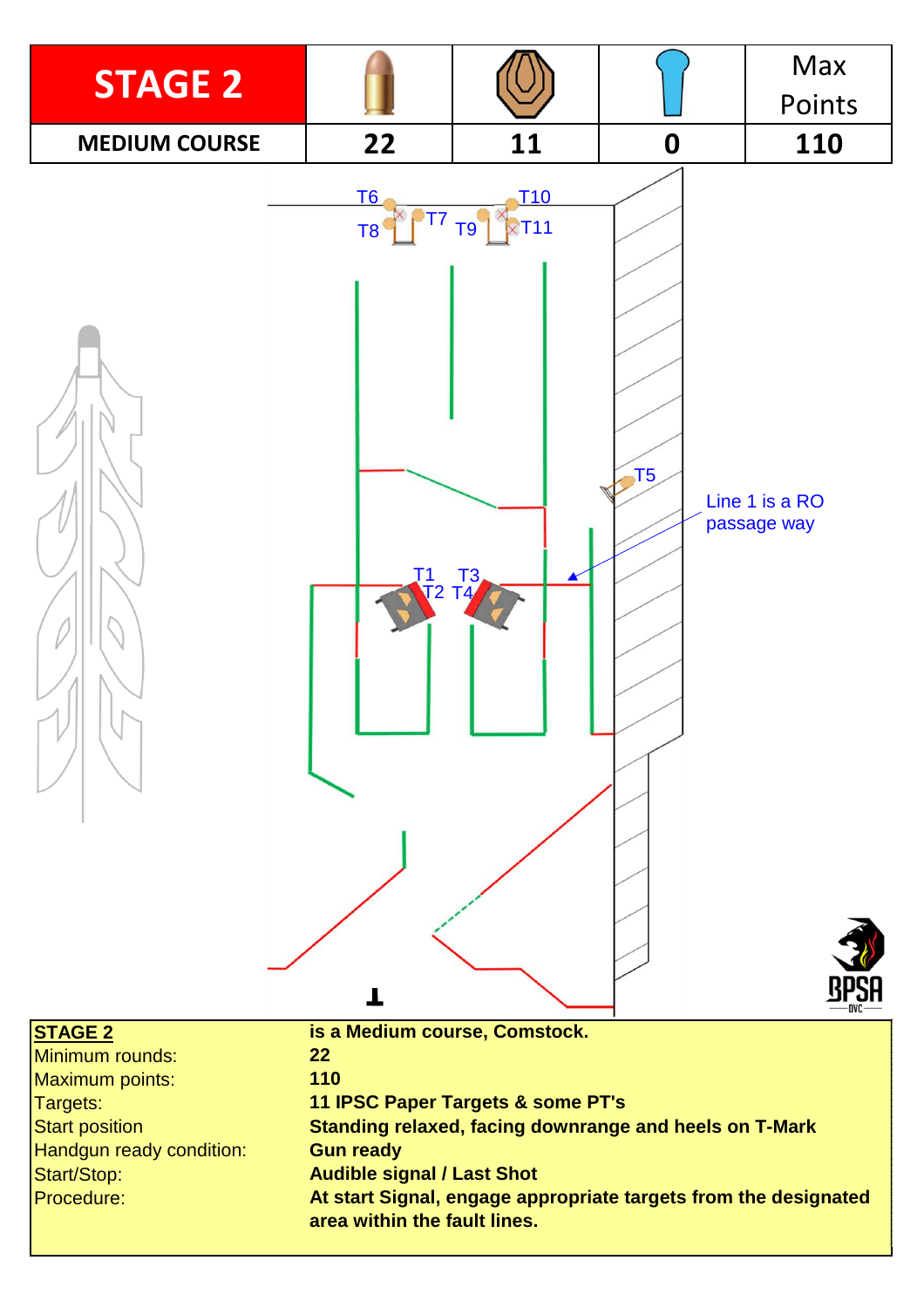| STAGE 2 | Rounds | Paper targets | Poppers | Max Points |
| --- | --- | --- | --- | --- |
| MEDIUM COURSE | 22 | 11 | 0 | 110 |

T6 T7 T8 T9 T10 T11

T5

Line 1 is a RO passage way

T1 T2 T3 T4

| **STAGE 2** | **is a Medium course, Comstock.** |
| --- | --- |
| Minimum rounds: | **22** |
| Maximum points: | **110** |
| Targets: | **11 IPSC Paper Targets & some PT's** |
| Start position | **Standing relaxed, facing downrange and heels on T-Mark** |
| Handgun ready condition: | **Gun ready** |
| Start/Stop: | **Audible signal / Last Shot** |
| Procedure: | **At start Signal, engage appropriate targets from the designated area within the fault lines.** |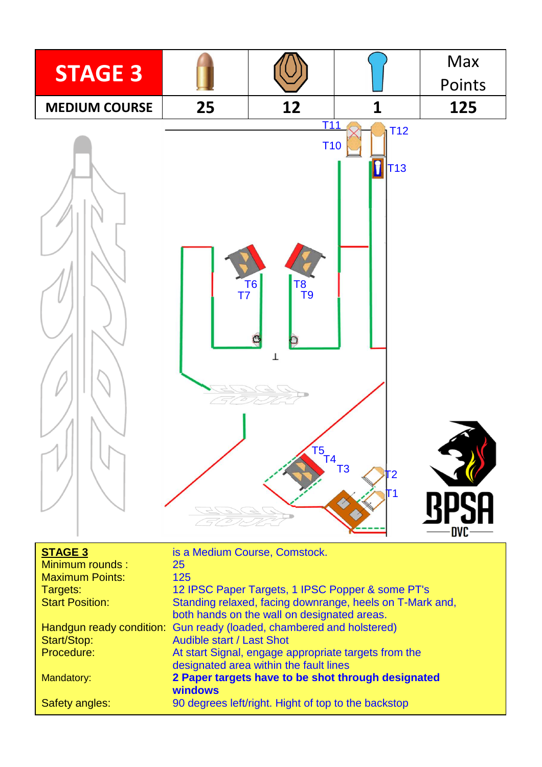| STAGE 3 | Rounds | Paper targets | Poppers | Max Points |
|---|---|---|---|---|
| MEDIUM COURSE | 25 | 12 | 1 | 125 |

T11 T12 T10 T13 T6 T7 T8 T9 T5 T4 T3 T2 T1

| | |
|---|---|
| **STAGE 3** | is a Medium Course, Comstock. |
| Minimum rounds : | 25 |
| Maximum Points: | 125 |
| Targets: | 12 IPSC Paper Targets, 1 IPSC Popper & some PT's |
| Start Position: | Standing relaxed, facing downrange, heels on T-Mark and, both hands on the wall on designated areas. |
| Handgun ready condition: | Gun ready (loaded, chambered and holstered) |
| Start/Stop: | Audible start / Last Shot |
| Procedure: | At start Signal, engage appropriate targets from the designated area within the fault lines |
| Mandatory: | **2 Paper targets have to be shot through designated windows** |
| Safety angles: | 90 degrees left/right. Hight of top to the backstop |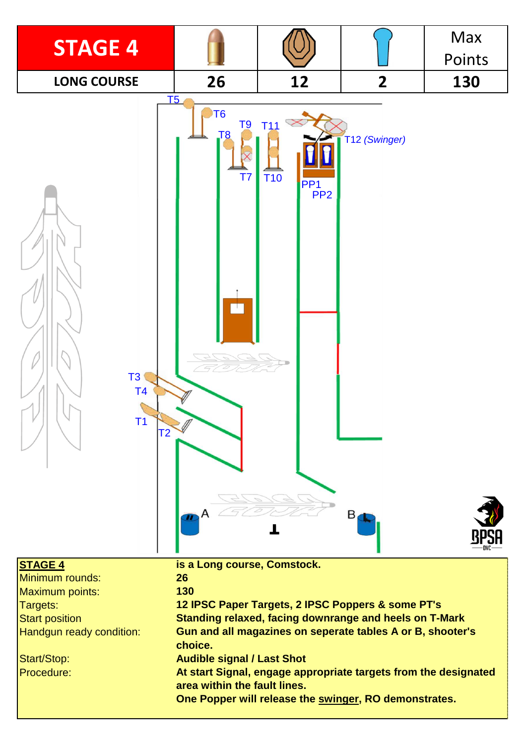| STAGE 4 | Rounds | Paper targets | Poppers | Max Points |
|---|---|---|---|---|
| LONG COURSE | 26 | 12 | 2 | 130 |

T5 T6 T9 T11 T8 T12 *(Swinger)* T7 T10 PP1 PP2 T3 T4 T1 T2 A B

| **STAGE 4** | **is a Long course, Comstock.** |
|---|---|
| Minimum rounds: | **26** |
| Maximum points: | **130** |
| Targets: | **12 IPSC Paper Targets, 2 IPSC Poppers & some PT's** |
| Start position | **Standing relaxed, facing downrange and heels on T-Mark** |
| Handgun ready condition: | **Gun and all magazines on seperate tables A or B, shooter's choice.** |
| Start/Stop: | **Audible signal / Last Shot** |
| Procedure: | **At start Signal, engage appropriate targets from the designated area within the fault lines. One Popper will release the swinger, RO demonstrates.** |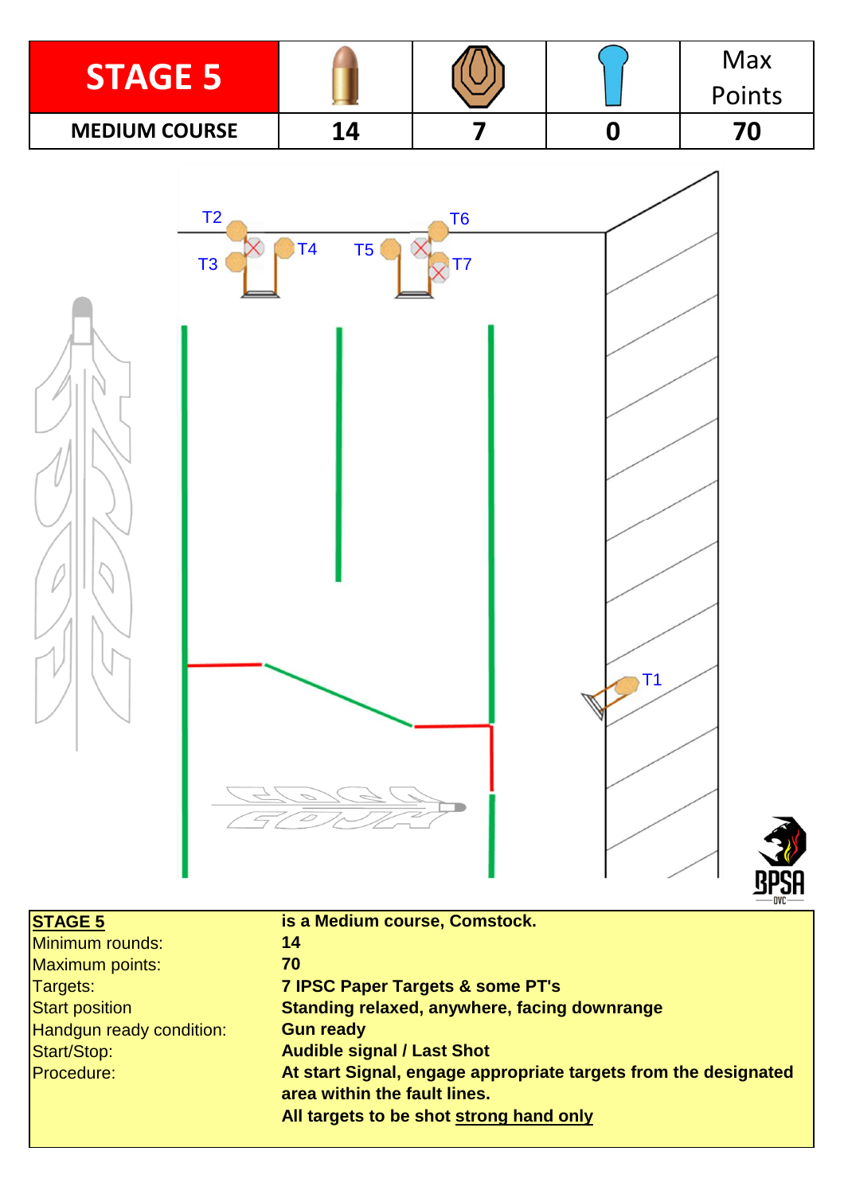| STAGE 5 | | | | Max Points |
|---|---|---|---|---|
| MEDIUM COURSE | 14 | 7 | 0 | 70 |

T2
T3
T4
T5
T6
T7
T1

BPSA
OVC

| | |
|---|---|
| **STAGE 5** | **is a Medium course, Comstock.** |
| Minimum rounds: | **14** |
| Maximum points: | **70** |
| Targets: | **7 IPSC Paper Targets & some PT's** |
| Start position | **Standing relaxed, anywhere, facing downrange** |
| Handgun ready condition: | **Gun ready** |
| Start/Stop: | **Audible signal / Last Shot** |
| Procedure: | **At start Signal, engage appropriate targets from the designated area within the fault lines.** **All targets to be shot strong hand only** |